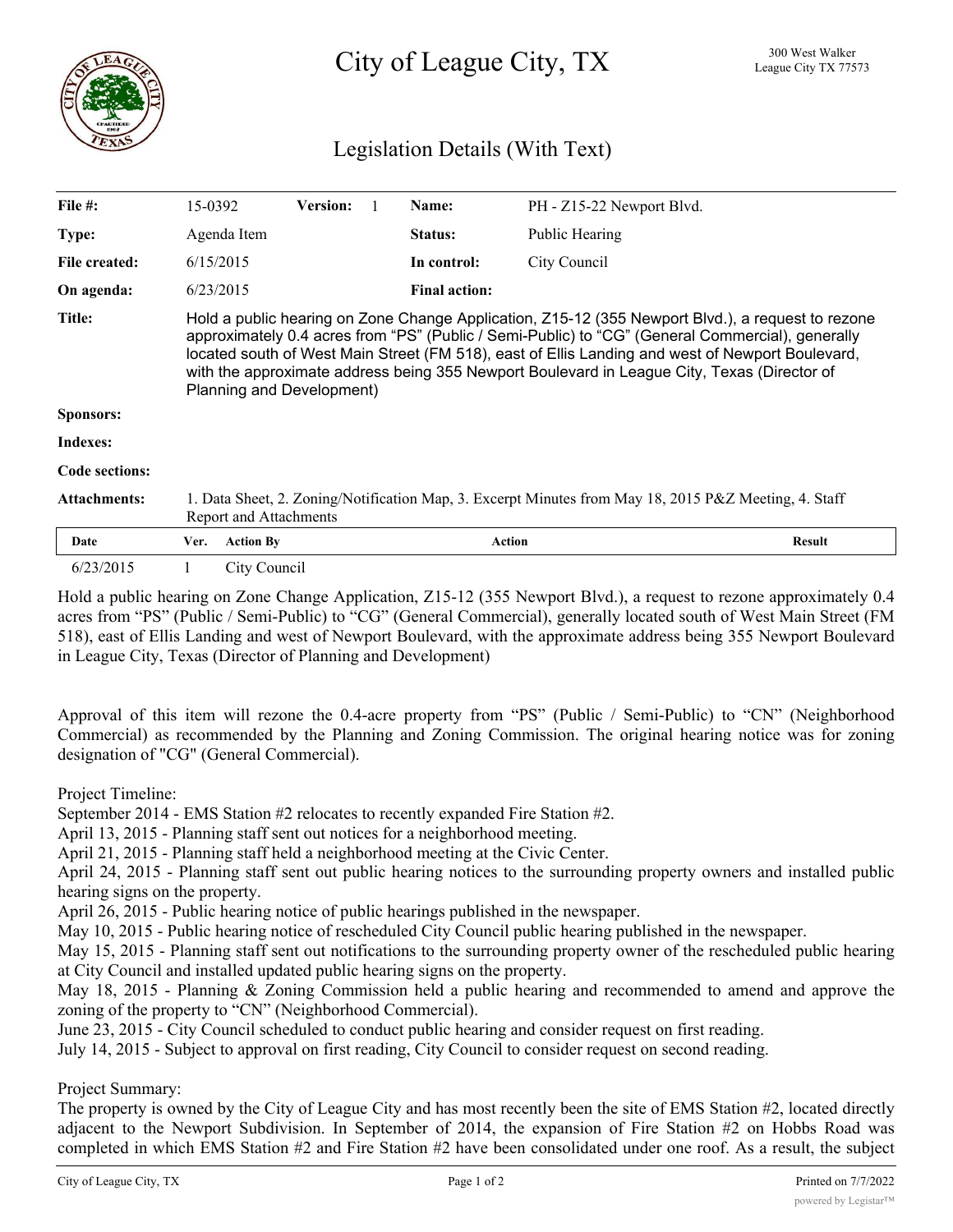# City of League City, TX

300 West Walker
League City TX 77573

## Legislation Details (With Text)

| | | | | | |
|---|---|---|---|---|---|
| **File #:** | 15-0392 | **Version:** 1 | | **Name:** | PH - Z15-22 Newport Blvd. |
| **Type:** | Agenda Item | | | **Status:** | Public Hearing |
| **File created:** | 6/15/2015 | | | **In control:** | City Council |
| **On agenda:** | 6/23/2015 | | | **Final action:** | |

**Title:** Hold a public hearing on Zone Change Application, Z15-12 (355 Newport Blvd.), a request to rezone approximately 0.4 acres from "PS" (Public / Semi-Public) to "CG" (General Commercial), generally located south of West Main Street (FM 518), east of Ellis Landing and west of Newport Boulevard, with the approximate address being 355 Newport Boulevard in League City, Texas (Director of Planning and Development)

**Sponsors:**

**Indexes:**

**Code sections:**

**Attachments:** 1. Data Sheet, 2. Zoning/Notification Map, 3. Excerpt Minutes from May 18, 2015 P&Z Meeting, 4. Staff Report and Attachments

| Date | Ver. | Action By | Action | Result |
|---|---|---|---|---|
| 6/23/2015 | 1 | City Council | | |

Hold a public hearing on Zone Change Application, Z15-12 (355 Newport Blvd.), a request to rezone approximately 0.4 acres from "PS" (Public / Semi-Public) to "CG" (General Commercial), generally located south of West Main Street (FM 518), east of Ellis Landing and west of Newport Boulevard, with the approximate address being 355 Newport Boulevard in League City, Texas (Director of Planning and Development)

Approval of this item will rezone the 0.4-acre property from "PS" (Public / Semi-Public) to "CN" (Neighborhood Commercial) as recommended by the Planning and Zoning Commission. The original hearing notice was for zoning designation of "CG" (General Commercial).

Project Timeline:
September 2014 - EMS Station #2 relocates to recently expanded Fire Station #2.
April 13, 2015 - Planning staff sent out notices for a neighborhood meeting.
April 21, 2015 - Planning staff held a neighborhood meeting at the Civic Center.
April 24, 2015 - Planning staff sent out public hearing notices to the surrounding property owners and installed public hearing signs on the property.
April 26, 2015 - Public hearing notice of public hearings published in the newspaper.
May 10, 2015 - Public hearing notice of rescheduled City Council public hearing published in the newspaper.
May 15, 2015 - Planning staff sent out notifications to the surrounding property owner of the rescheduled public hearing at City Council and installed updated public hearing signs on the property.
May 18, 2015 - Planning & Zoning Commission held a public hearing and recommended to amend and approve the zoning of the property to "CN" (Neighborhood Commercial).
June 23, 2015 - City Council scheduled to conduct public hearing and consider request on first reading.
July 14, 2015 - Subject to approval on first reading, City Council to consider request on second reading.

Project Summary:
The property is owned by the City of League City and has most recently been the site of EMS Station #2, located directly adjacent to the Newport Subdivision. In September of 2014, the expansion of Fire Station #2 on Hobbs Road was completed in which EMS Station #2 and Fire Station #2 have been consolidated under one roof. As a result, the subject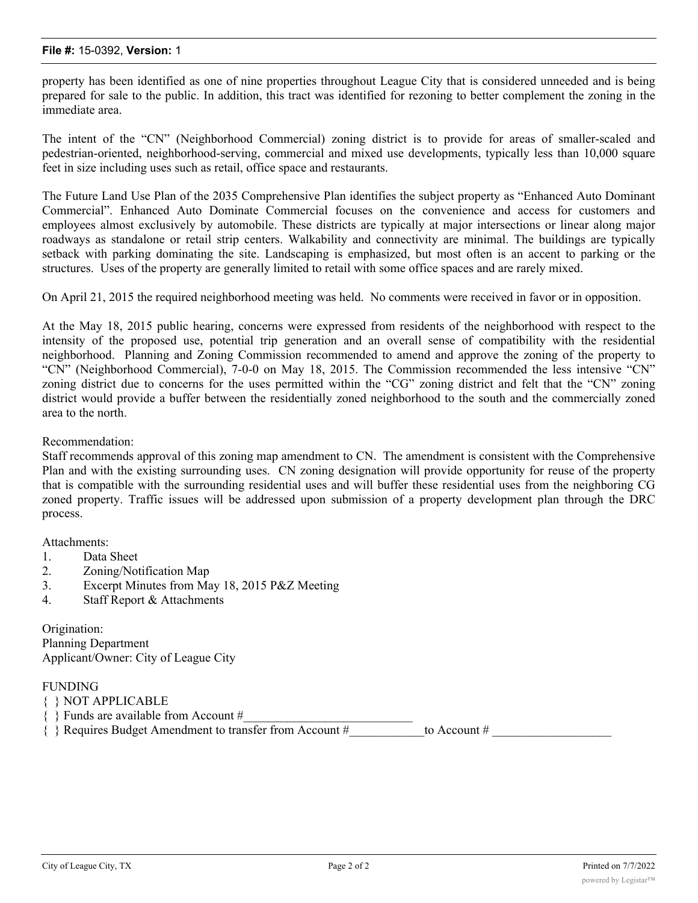property has been identified as one of nine properties throughout League City that is considered unneeded and is being prepared for sale to the public. In addition, this tract was identified for rezoning to better complement the zoning in the immediate area.

The intent of the "CN" (Neighborhood Commercial) zoning district is to provide for areas of smaller-scaled and pedestrian-oriented, neighborhood-serving, commercial and mixed use developments, typically less than 10,000 square feet in size including uses such as retail, office space and restaurants.

The Future Land Use Plan of the 2035 Comprehensive Plan identifies the subject property as "Enhanced Auto Dominant Commercial". Enhanced Auto Dominate Commercial focuses on the convenience and access for customers and employees almost exclusively by automobile. These districts are typically at major intersections or linear along major roadways as standalone or retail strip centers. Walkability and connectivity are minimal. The buildings are typically setback with parking dominating the site. Landscaping is emphasized, but most often is an accent to parking or the structures. Uses of the property are generally limited to retail with some office spaces and are rarely mixed.

On April 21, 2015 the required neighborhood meeting was held. No comments were received in favor or in opposition.

At the May 18, 2015 public hearing, concerns were expressed from residents of the neighborhood with respect to the intensity of the proposed use, potential trip generation and an overall sense of compatibility with the residential neighborhood. Planning and Zoning Commission recommended to amend and approve the zoning of the property to "CN" (Neighborhood Commercial), 7-0-0 on May 18, 2015. The Commission recommended the less intensive "CN" zoning district due to concerns for the uses permitted within the "CG" zoning district and felt that the "CN" zoning district would provide a buffer between the residentially zoned neighborhood to the south and the commercially zoned area to the north.

Recommendation:
Staff recommends approval of this zoning map amendment to CN. The amendment is consistent with the Comprehensive Plan and with the existing surrounding uses. CN zoning designation will provide opportunity for reuse of the property that is compatible with the surrounding residential uses and will buffer these residential uses from the neighboring CG zoned property. Traffic issues will be addressed upon submission of a property development plan through the DRC process.

Attachments:
1. Data Sheet
2. Zoning/Notification Map
3. Excerpt Minutes from May 18, 2015 P&Z Meeting
4. Staff Report & Attachments

Origination:
Planning Department
Applicant/Owner: City of League City

FUNDING
{ } NOT APPLICABLE
{ } Funds are available from Account #___________________________
{ } Requires Budget Amendment to transfer from Account #____________to Account # ___________________